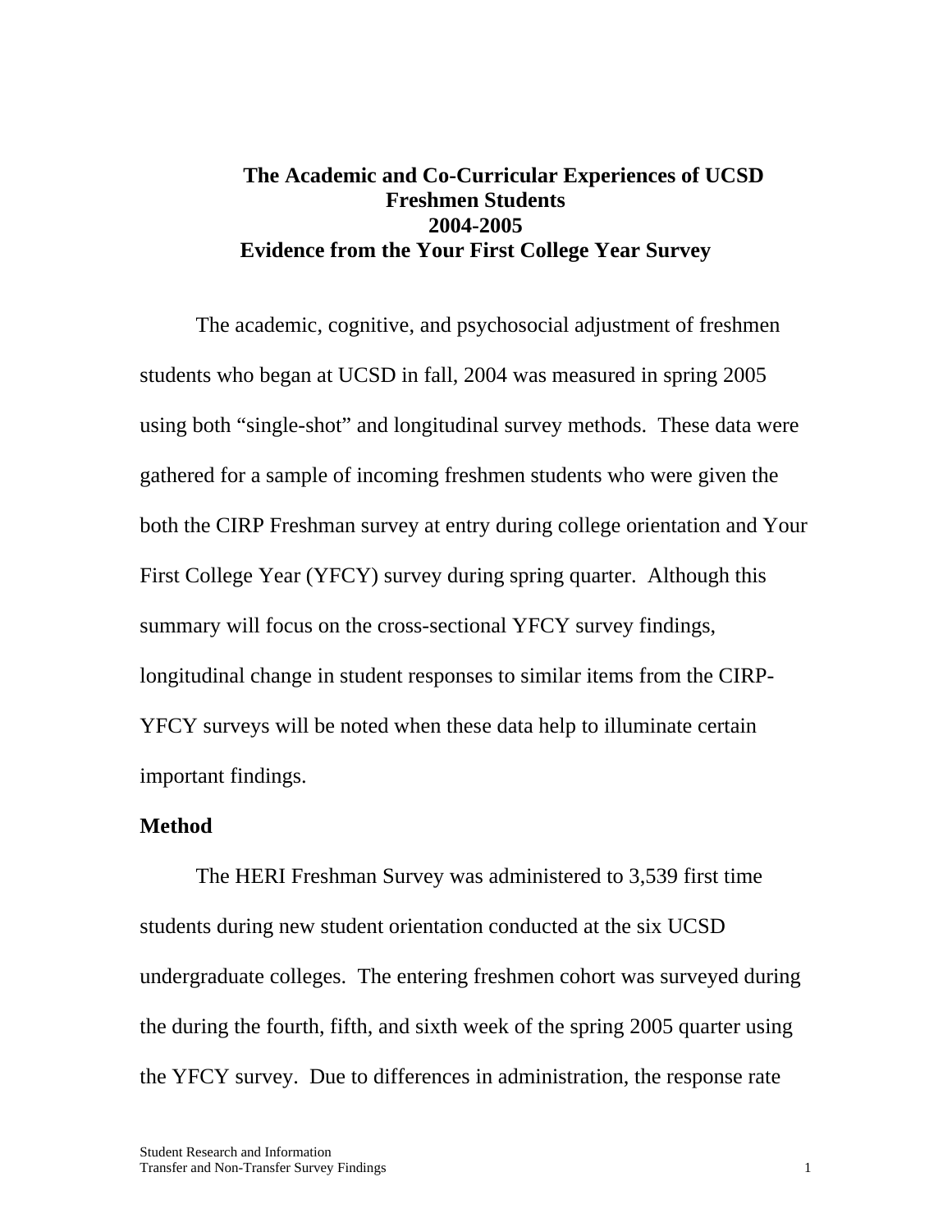# The Academic and Co-Curricular Experiences of UCSD Freshmen Students 2004-2005 Evidence from the Your First College Year Survey

The academic, cognitive, and psychosocial adjustment of freshmen students who began at UCSD in fall, 2004 was measured in spring 2005 using both "single-shot" and longitudinal survey methods. These data were gathered for a sample of incoming freshmen students who were given the both the CIRP Freshman survey at entry during college orientation and Your First College Year (YFCY) survey during spring quarter. Although this summary will focus on the cross-sectional YFCY survey findings, longitudinal change in student responses to similar items from the CIRP-YFCY surveys will be noted when these data help to illuminate certain important findings.

## Method

The HERI Freshman Survey was administered to 3,539 first time students during new student orientation conducted at the six UCSD undergraduate colleges. The entering freshmen cohort was surveyed during the during the fourth, fifth, and sixth week of the spring 2005 quarter using the YFCY survey. Due to differences in administration, the response rate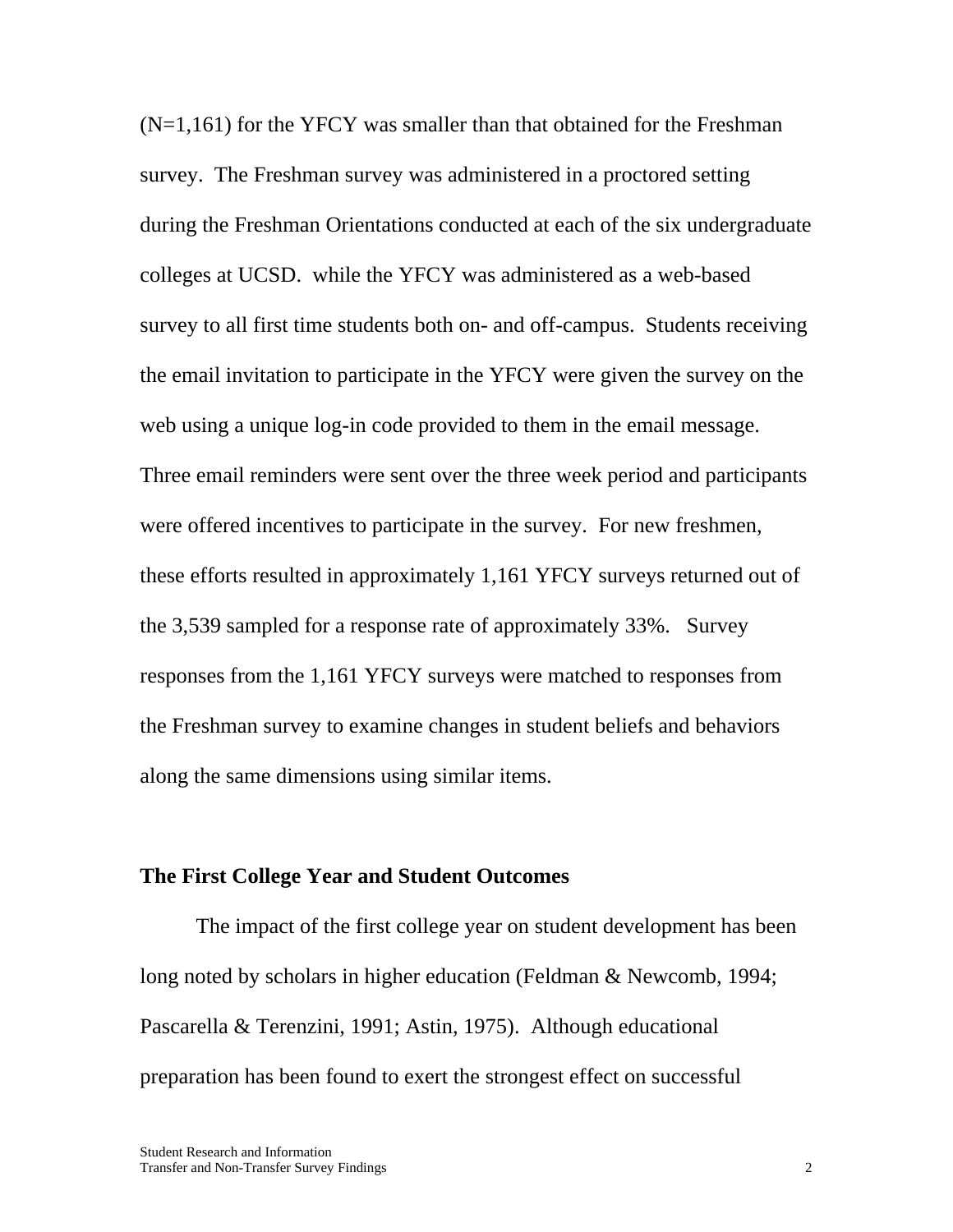(N=1,161) for the YFCY was smaller than that obtained for the Freshman survey. The Freshman survey was administered in a proctored setting during the Freshman Orientations conducted at each of the six undergraduate colleges at UCSD. while the YFCY was administered as a web-based survey to all first time students both on- and off-campus. Students receiving the email invitation to participate in the YFCY were given the survey on the web using a unique log-in code provided to them in the email message. Three email reminders were sent over the three week period and participants were offered incentives to participate in the survey. For new freshmen, these efforts resulted in approximately 1,161 YFCY surveys returned out of the 3,539 sampled for a response rate of approximately 33%. Survey responses from the 1,161 YFCY surveys were matched to responses from the Freshman survey to examine changes in student beliefs and behaviors along the same dimensions using similar items.

## The First College Year and Student Outcomes

The impact of the first college year on student development has been long noted by scholars in higher education (Feldman & Newcomb, 1994; Pascarella & Terenzini, 1991; Astin, 1975). Although educational preparation has been found to exert the strongest effect on successful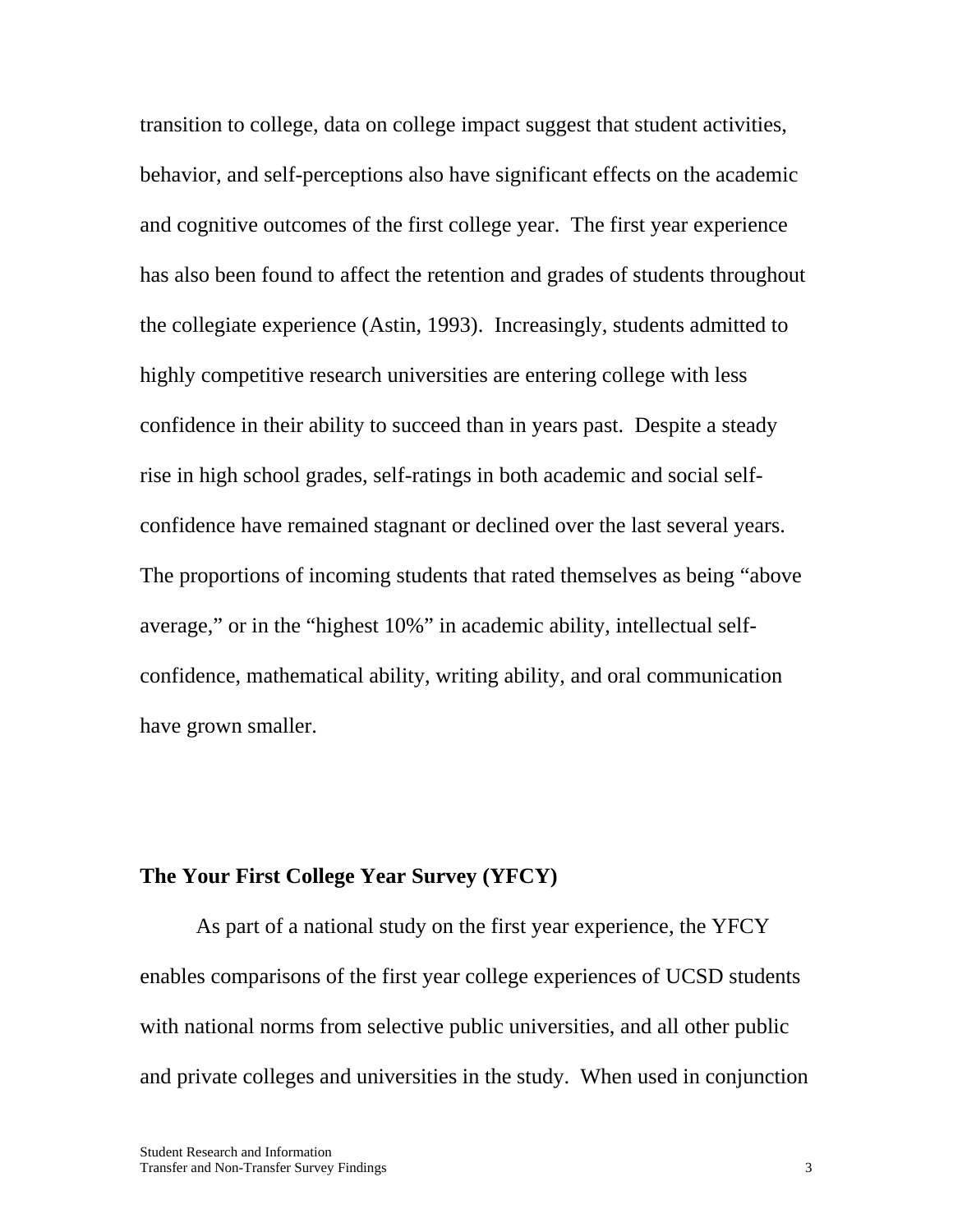transition to college, data on college impact suggest that student activities, behavior, and self-perceptions also have significant effects on the academic and cognitive outcomes of the first college year.  The first year experience has also been found to affect the retention and grades of students throughout the collegiate experience (Astin, 1993).  Increasingly, students admitted to highly competitive research universities are entering college with less confidence in their ability to succeed than in years past.  Despite a steady rise in high school grades, self-ratings in both academic and social self-confidence have remained stagnant or declined over the last several years.  The proportions of incoming students that rated themselves as being "above average," or in the "highest 10%" in academic ability, intellectual self-confidence, mathematical ability, writing ability, and oral communication have grown smaller.

## The Your First College Year Survey (YFCY)

As part of a national study on the first year experience, the YFCY enables comparisons of the first year college experiences of UCSD students with national norms from selective public universities, and all other public and private colleges and universities in the study.  When used in conjunction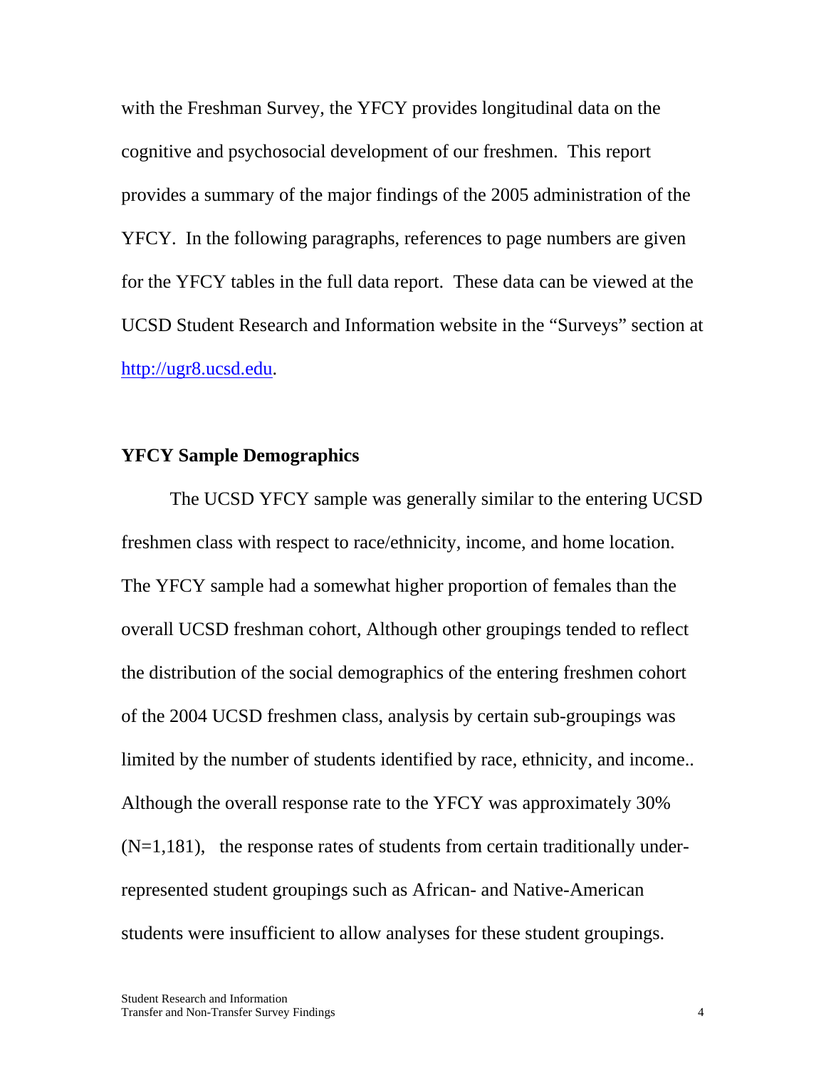with the Freshman Survey, the YFCY provides longitudinal data on the cognitive and psychosocial development of our freshmen. This report provides a summary of the major findings of the 2005 administration of the YFCY. In the following paragraphs, references to page numbers are given for the YFCY tables in the full data report. These data can be viewed at the UCSD Student Research and Information website in the "Surveys" section at http://ugr8.ucsd.edu.

## YFCY Sample Demographics

The UCSD YFCY sample was generally similar to the entering UCSD freshmen class with respect to race/ethnicity, income, and home location. The YFCY sample had a somewhat higher proportion of females than the overall UCSD freshman cohort, Although other groupings tended to reflect the distribution of the social demographics of the entering freshmen cohort of the 2004 UCSD freshmen class, analysis by certain sub-groupings was limited by the number of students identified by race, ethnicity, and income.. Although the overall response rate to the YFCY was approximately 30% (N=1,181), the response rates of students from certain traditionally under-represented student groupings such as African- and Native-American students were insufficient to allow analyses for these student groupings.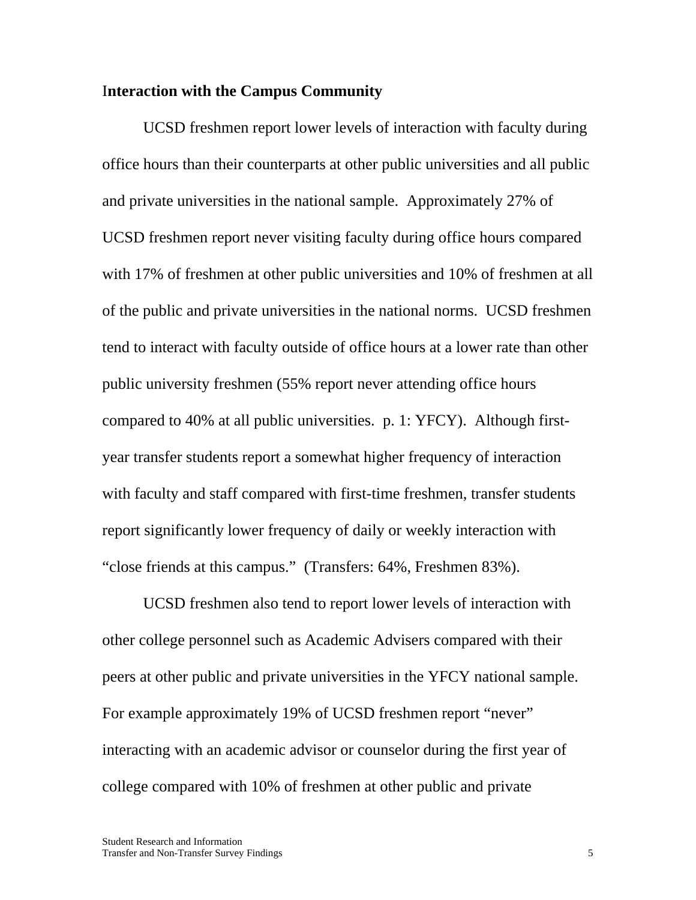## Interaction with the Campus Community

UCSD freshmen report lower levels of interaction with faculty during office hours than their counterparts at other public universities and all public and private universities in the national sample. Approximately 27% of UCSD freshmen report never visiting faculty during office hours compared with 17% of freshmen at other public universities and 10% of freshmen at all of the public and private universities in the national norms. UCSD freshmen tend to interact with faculty outside of office hours at a lower rate than other public university freshmen (55% report never attending office hours compared to 40% at all public universities. p. 1: YFCY). Although first-year transfer students report a somewhat higher frequency of interaction with faculty and staff compared with first-time freshmen, transfer students report significantly lower frequency of daily or weekly interaction with "close friends at this campus." (Transfers: 64%, Freshmen 83%).

UCSD freshmen also tend to report lower levels of interaction with other college personnel such as Academic Advisers compared with their peers at other public and private universities in the YFCY national sample. For example approximately 19% of UCSD freshmen report "never" interacting with an academic advisor or counselor during the first year of college compared with 10% of freshmen at other public and private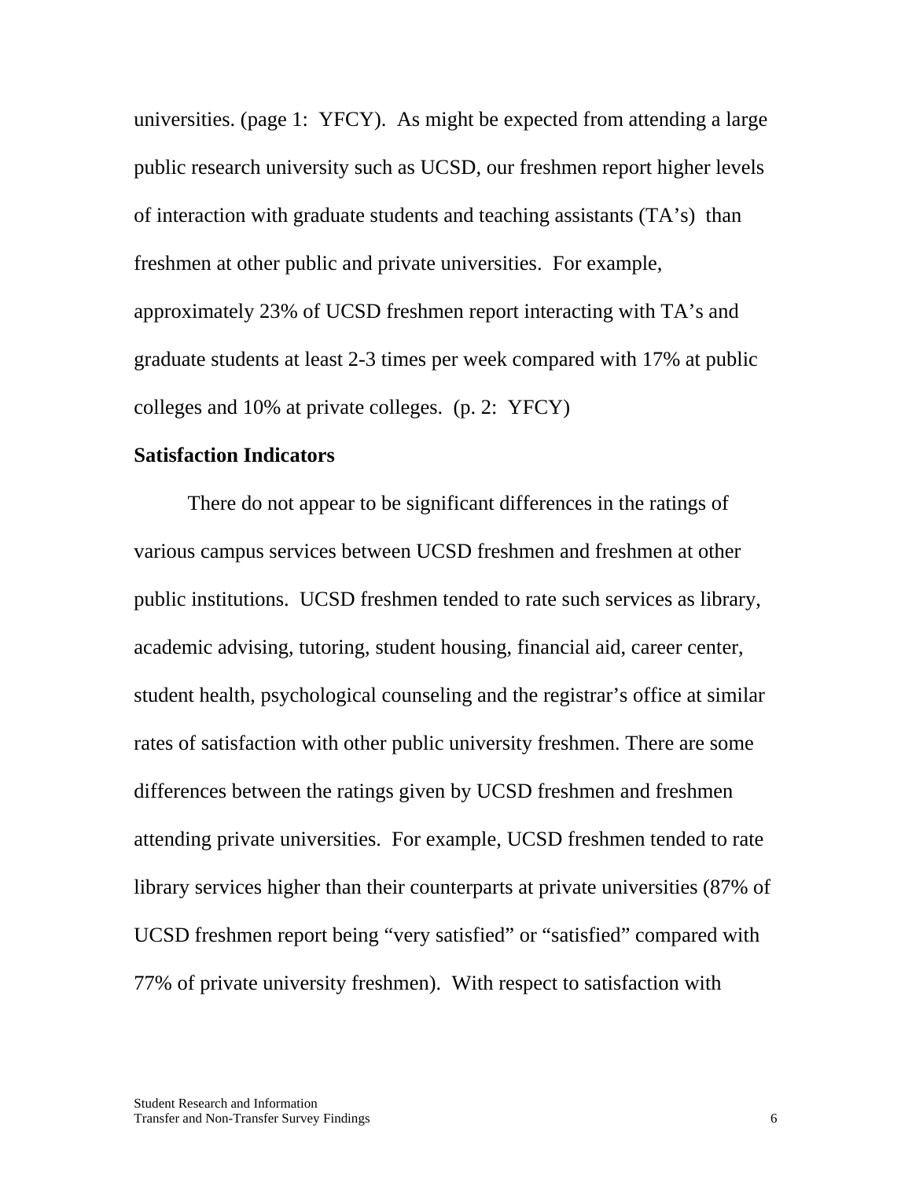universities. (page 1: YFCY). As might be expected from attending a large public research university such as UCSD, our freshmen report higher levels of interaction with graduate students and teaching assistants (TA's) than freshmen at other public and private universities. For example, approximately 23% of UCSD freshmen report interacting with TA's and graduate students at least 2-3 times per week compared with 17% at public colleges and 10% at private colleges. (p. 2: YFCY)

**Satisfaction Indicators**

There do not appear to be significant differences in the ratings of various campus services between UCSD freshmen and freshmen at other public institutions. UCSD freshmen tended to rate such services as library, academic advising, tutoring, student housing, financial aid, career center, student health, psychological counseling and the registrar's office at similar rates of satisfaction with other public university freshmen. There are some differences between the ratings given by UCSD freshmen and freshmen attending private universities. For example, UCSD freshmen tended to rate library services higher than their counterparts at private universities (87% of UCSD freshmen report being "very satisfied" or "satisfied" compared with 77% of private university freshmen). With respect to satisfaction with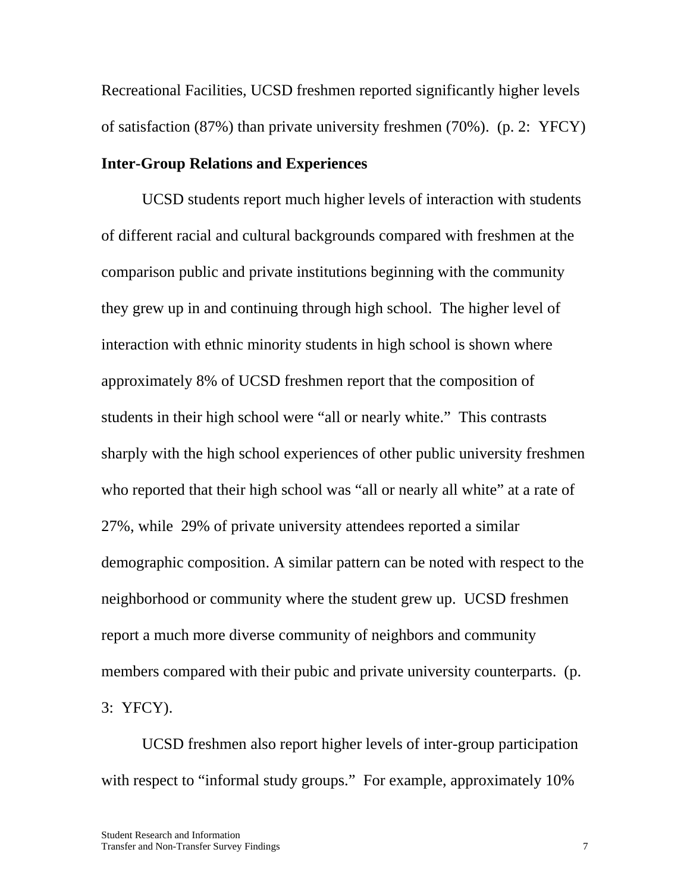Recreational Facilities, UCSD freshmen reported significantly higher levels of satisfaction (87%) than private university freshmen (70%). (p. 2: YFCY)

**Inter-Group Relations and Experiences**

UCSD students report much higher levels of interaction with students of different racial and cultural backgrounds compared with freshmen at the comparison public and private institutions beginning with the community they grew up in and continuing through high school. The higher level of interaction with ethnic minority students in high school is shown where approximately 8% of UCSD freshmen report that the composition of students in their high school were "all or nearly white." This contrasts sharply with the high school experiences of other public university freshmen who reported that their high school was "all or nearly all white" at a rate of 27%, while 29% of private university attendees reported a similar demographic composition. A similar pattern can be noted with respect to the neighborhood or community where the student grew up. UCSD freshmen report a much more diverse community of neighbors and community members compared with their pubic and private university counterparts. (p. 3: YFCY).

UCSD freshmen also report higher levels of inter-group participation with respect to "informal study groups." For example, approximately 10%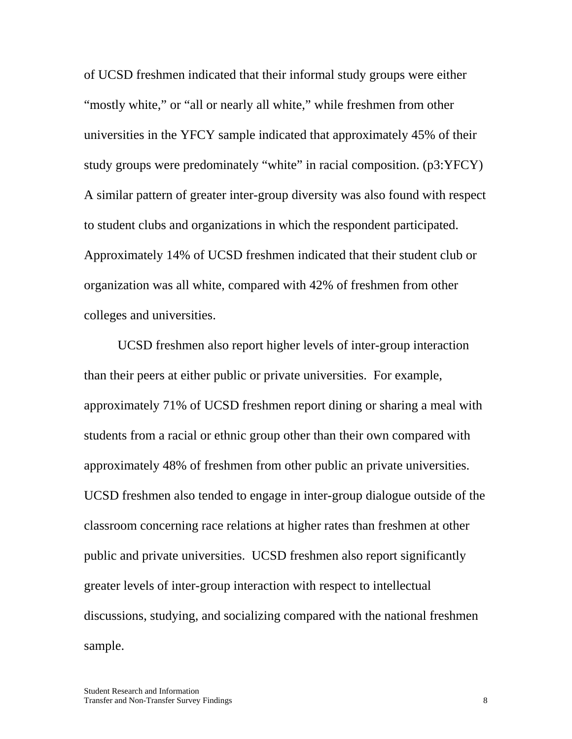of UCSD freshmen indicated that their informal study groups were either "mostly white," or "all or nearly all white," while freshmen from other universities in the YFCY sample indicated that approximately 45% of their study groups were predominately "white" in racial composition. (p3:YFCY) A similar pattern of greater inter-group diversity was also found with respect to student clubs and organizations in which the respondent participated. Approximately 14% of UCSD freshmen indicated that their student club or organization was all white, compared with 42% of freshmen from other colleges and universities.

UCSD freshmen also report higher levels of inter-group interaction than their peers at either public or private universities. For example, approximately 71% of UCSD freshmen report dining or sharing a meal with students from a racial or ethnic group other than their own compared with approximately 48% of freshmen from other public an private universities. UCSD freshmen also tended to engage in inter-group dialogue outside of the classroom concerning race relations at higher rates than freshmen at other public and private universities. UCSD freshmen also report significantly greater levels of inter-group interaction with respect to intellectual discussions, studying, and socializing compared with the national freshmen sample.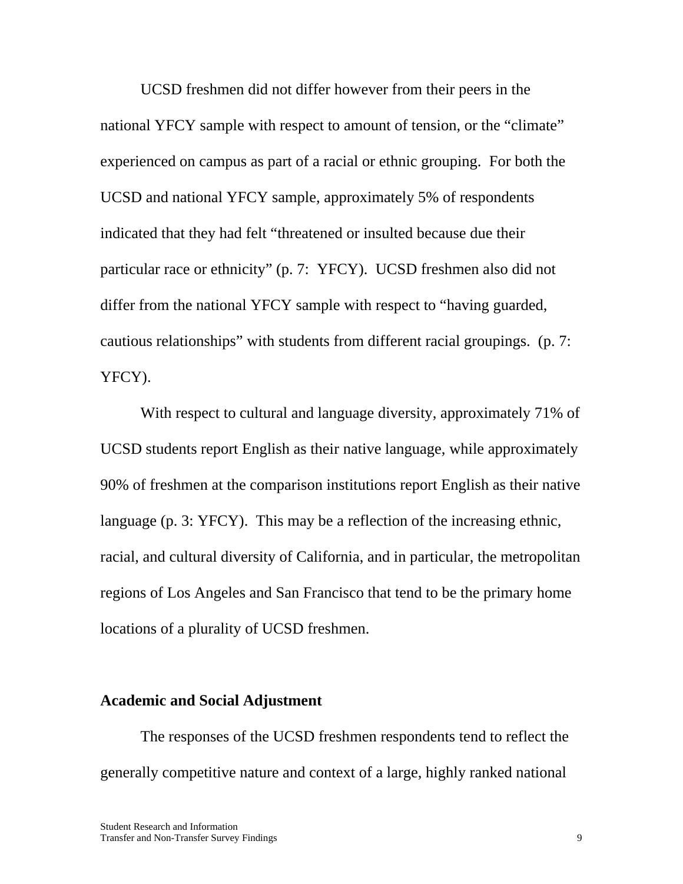UCSD freshmen did not differ however from their peers in the national YFCY sample with respect to amount of tension, or the "climate" experienced on campus as part of a racial or ethnic grouping. For both the UCSD and national YFCY sample, approximately 5% of respondents indicated that they had felt "threatened or insulted because due their particular race or ethnicity" (p. 7: YFCY). UCSD freshmen also did not differ from the national YFCY sample with respect to "having guarded, cautious relationships" with students from different racial groupings. (p. 7: YFCY).

With respect to cultural and language diversity, approximately 71% of UCSD students report English as their native language, while approximately 90% of freshmen at the comparison institutions report English as their native language (p. 3: YFCY). This may be a reflection of the increasing ethnic, racial, and cultural diversity of California, and in particular, the metropolitan regions of Los Angeles and San Francisco that tend to be the primary home locations of a plurality of UCSD freshmen.

**Academic and Social Adjustment**

The responses of the UCSD freshmen respondents tend to reflect the generally competitive nature and context of a large, highly ranked national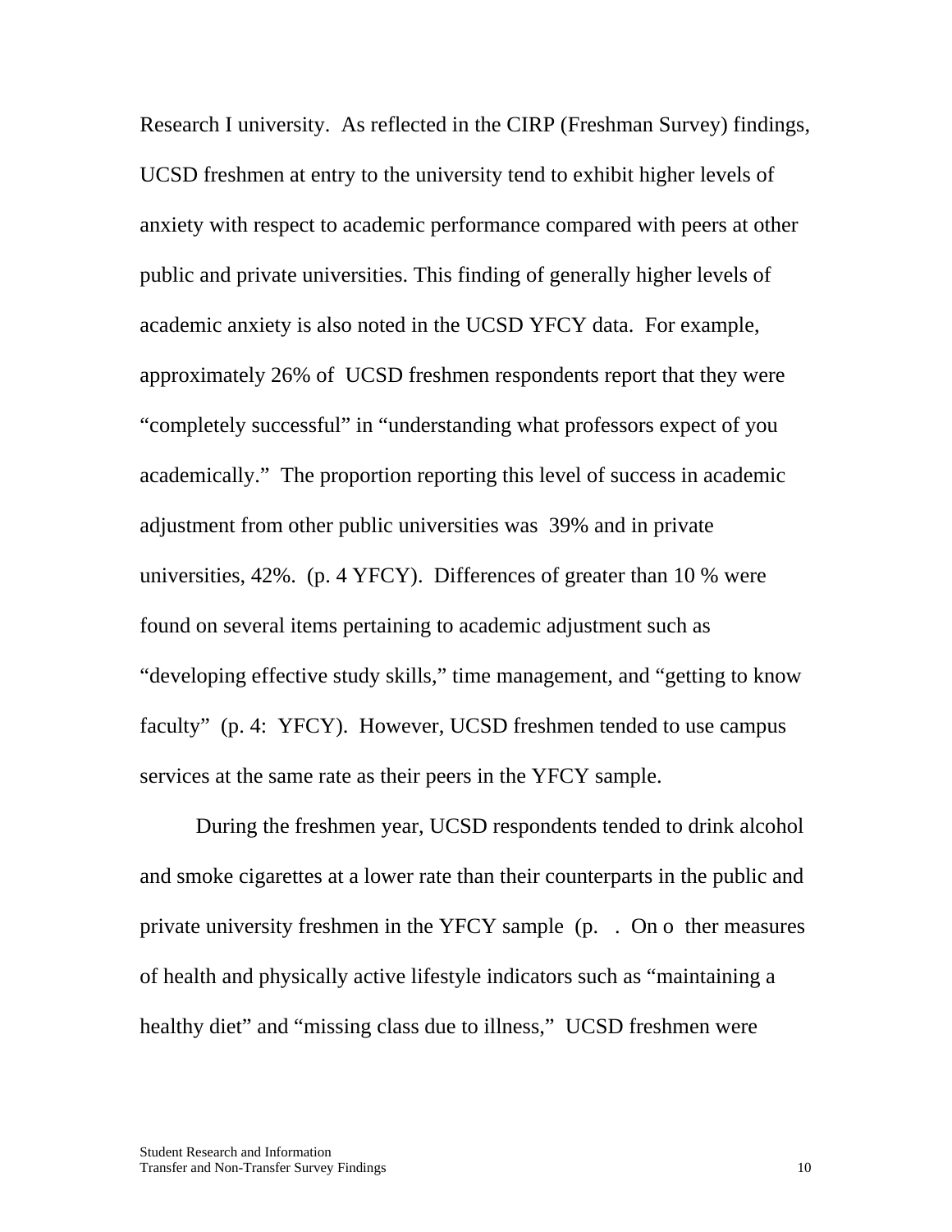Research I university. As reflected in the CIRP (Freshman Survey) findings, UCSD freshmen at entry to the university tend to exhibit higher levels of anxiety with respect to academic performance compared with peers at other public and private universities. This finding of generally higher levels of academic anxiety is also noted in the UCSD YFCY data. For example, approximately 26% of UCSD freshmen respondents report that they were "completely successful" in "understanding what professors expect of you academically." The proportion reporting this level of success in academic adjustment from other public universities was 39% and in private universities, 42%. (p. 4 YFCY). Differences of greater than 10 % were found on several items pertaining to academic adjustment such as "developing effective study skills," time management, and "getting to know faculty" (p. 4: YFCY). However, UCSD freshmen tended to use campus services at the same rate as their peers in the YFCY sample.

During the freshmen year, UCSD respondents tended to drink alcohol and smoke cigarettes at a lower rate than their counterparts in the public and private university freshmen in the YFCY sample (p. . On o ther measures of health and physically active lifestyle indicators such as "maintaining a healthy diet" and "missing class due to illness," UCSD freshmen were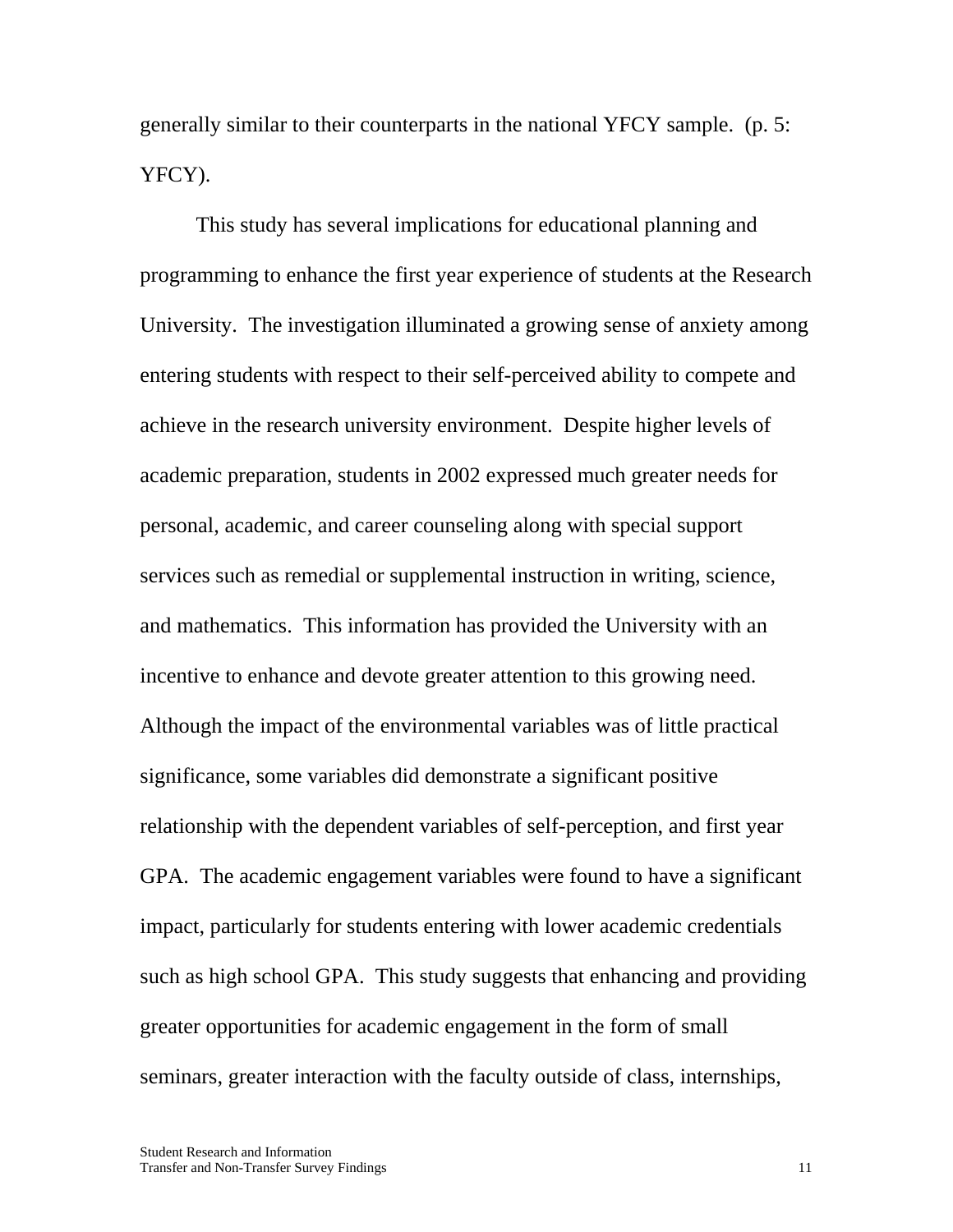generally similar to their counterparts in the national YFCY sample. (p. 5: YFCY).

This study has several implications for educational planning and programming to enhance the first year experience of students at the Research University. The investigation illuminated a growing sense of anxiety among entering students with respect to their self-perceived ability to compete and achieve in the research university environment. Despite higher levels of academic preparation, students in 2002 expressed much greater needs for personal, academic, and career counseling along with special support services such as remedial or supplemental instruction in writing, science, and mathematics. This information has provided the University with an incentive to enhance and devote greater attention to this growing need. Although the impact of the environmental variables was of little practical significance, some variables did demonstrate a significant positive relationship with the dependent variables of self-perception, and first year GPA. The academic engagement variables were found to have a significant impact, particularly for students entering with lower academic credentials such as high school GPA. This study suggests that enhancing and providing greater opportunities for academic engagement in the form of small seminars, greater interaction with the faculty outside of class, internships,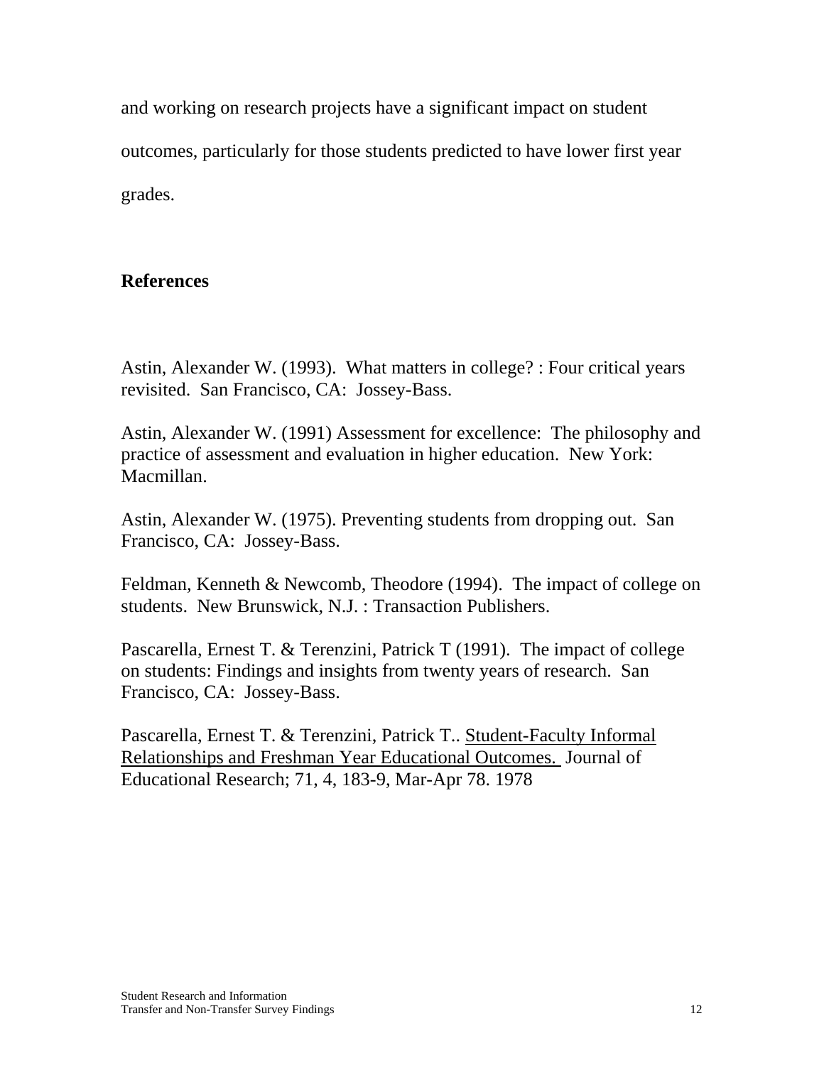and working on research projects have a significant impact on student outcomes, particularly for those students predicted to have lower first year grades.

## References

Astin, Alexander W. (1993). What matters in college? : Four critical years revisited. San Francisco, CA: Jossey-Bass.

Astin, Alexander W. (1991) Assessment for excellence: The philosophy and practice of assessment and evaluation in higher education. New York: Macmillan.

Astin, Alexander W. (1975). Preventing students from dropping out. San Francisco, CA: Jossey-Bass.

Feldman, Kenneth & Newcomb, Theodore (1994). The impact of college on students. New Brunswick, N.J. : Transaction Publishers.

Pascarella, Ernest T. & Terenzini, Patrick T (1991). The impact of college on students: Findings and insights from twenty years of research. San Francisco, CA: Jossey-Bass.

Pascarella, Ernest T. & Terenzini, Patrick T.. <u>Student-Faculty Informal Relationships and Freshman Year Educational Outcomes.</u> Journal of Educational Research; 71, 4, 183-9, Mar-Apr 78. 1978